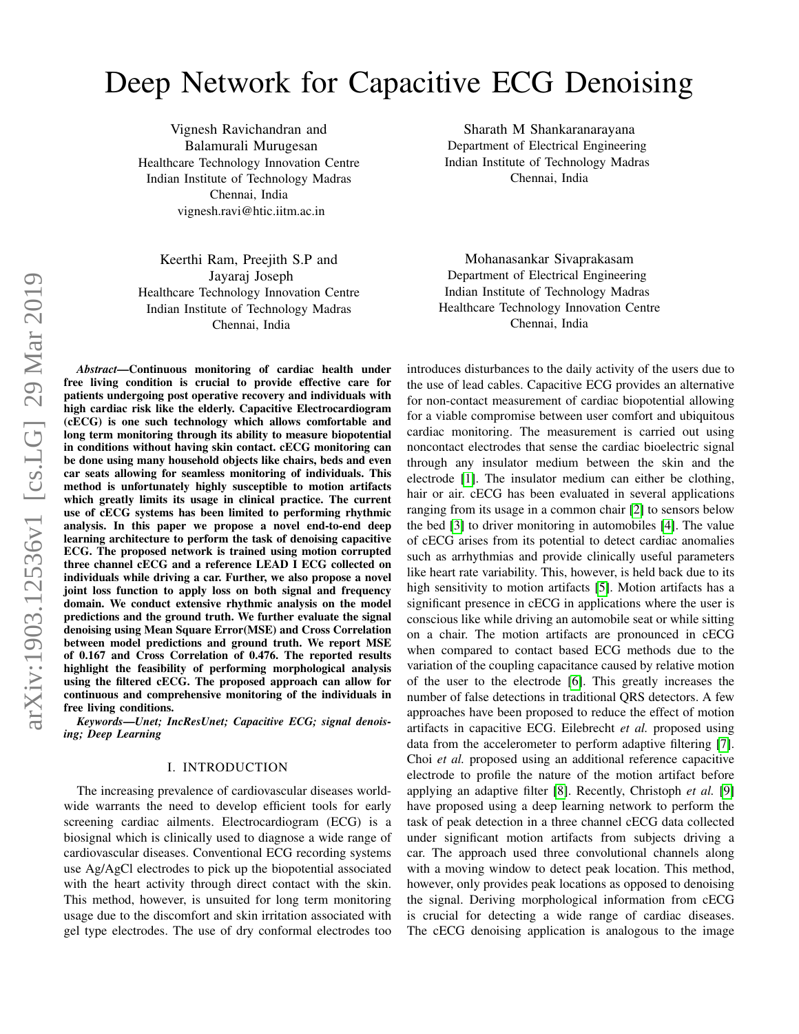# Deep Network for Capacitive ECG Denoising

Vignesh Ravichandran and Balamurali Murugesan
Healthcare Technology Innovation Centre
Indian Institute of Technology Madras
Chennai, India
vignesh.ravi@htic.iitm.ac.in

Sharath M Shankaranarayana
Department of Electrical Engineering
Indian Institute of Technology Madras
Chennai, India

Keerthi Ram, Preejith S.P and Jayaraj Joseph
Healthcare Technology Innovation Centre
Indian Institute of Technology Madras
Chennai, India

Mohanasankar Sivaprakasam
Department of Electrical Engineering
Indian Institute of Technology Madras
Healthcare Technology Innovation Centre
Chennai, India

***Abstract*—Continuous monitoring of cardiac health under free living condition is crucial to provide effective care for patients undergoing post operative recovery and individuals with high cardiac risk like the elderly. Capacitive Electrocardiogram (cECG) is one such technology which allows comfortable and long term monitoring through its ability to measure biopotential in conditions without having skin contact. cECG monitoring can be done using many household objects like chairs, beds and even car seats allowing for seamless monitoring of individuals. This method is unfortunately highly susceptible to motion artifacts which greatly limits its usage in clinical practice. The current use of cECG systems has been limited to performing rhythmic analysis. In this paper we propose a novel end-to-end deep learning architecture to perform the task of denoising capacitive ECG. The proposed network is trained using motion corrupted three channel cECG and a reference LEAD I ECG collected on individuals while driving a car. Further, we also propose a novel joint loss function to apply loss on both signal and frequency domain. We conduct extensive rhythmic analysis on the model predictions and the ground truth. We further evaluate the signal denoising using Mean Square Error(MSE) and Cross Correlation between model predictions and ground truth. We report MSE of 0.167 and Cross Correlation of 0.476. The reported results highlight the feasibility of performing morphological analysis using the filtered cECG. The proposed approach can allow for continuous and comprehensive monitoring of the individuals in free living conditions.**

***Keywords*—Unet; IncResUnet; Capacitive ECG; signal denoising; Deep Learning**

## I. INTRODUCTION

The increasing prevalence of cardiovascular diseases worldwide warrants the need to develop efficient tools for early screening cardiac ailments. Electrocardiogram (ECG) is a biosignal which is clinically used to diagnose a wide range of cardiovascular diseases. Conventional ECG recording systems use Ag/AgCl electrodes to pick up the biopotential associated with the heart activity through direct contact with the skin. This method, however, is unsuited for long term monitoring usage due to the discomfort and skin irritation associated with gel type electrodes. The use of dry conformal electrodes too introduces disturbances to the daily activity of the users due to the use of lead cables. Capacitive ECG provides an alternative for non-contact measurement of cardiac biopotential allowing for a viable compromise between user comfort and ubiquitous cardiac monitoring. The measurement is carried out using noncontact electrodes that sense the cardiac bioelectric signal through any insulator medium between the skin and the electrode [1]. The insulator medium can either be clothing, hair or air. cECG has been evaluated in several applications ranging from its usage in a common chair [2] to sensors below the bed [3] to driver monitoring in automobiles [4]. The value of cECG arises from its potential to detect cardiac anomalies such as arrhythmias and provide clinically useful parameters like heart rate variability. This, however, is held back due to its high sensitivity to motion artifacts [5]. Motion artifacts has a significant presence in cECG in applications where the user is conscious like while driving an automobile seat or while sitting on a chair. The motion artifacts are pronounced in cECG when compared to contact based ECG methods due to the variation of the coupling capacitance caused by relative motion of the user to the electrode [6]. This greatly increases the number of false detections in traditional QRS detectors. A few approaches have been proposed to reduce the effect of motion artifacts in capacitive ECG. Eilebrecht *et al.* proposed using data from the accelerometer to perform adaptive filtering [7]. Choi *et al.* proposed using an additional reference capacitive electrode to profile the nature of the motion artifact before applying an adaptive filter [8]. Recently, Christoph *et al.* [9] have proposed using a deep learning network to perform the task of peak detection in a three channel cECG data collected under significant motion artifacts from subjects driving a car. The approach used three convolutional channels along with a moving window to detect peak location. This method, however, only provides peak locations as opposed to denoising the signal. Deriving morphological information from cECG is crucial for detecting a wide range of cardiac diseases. The cECG denoising application is analogous to the image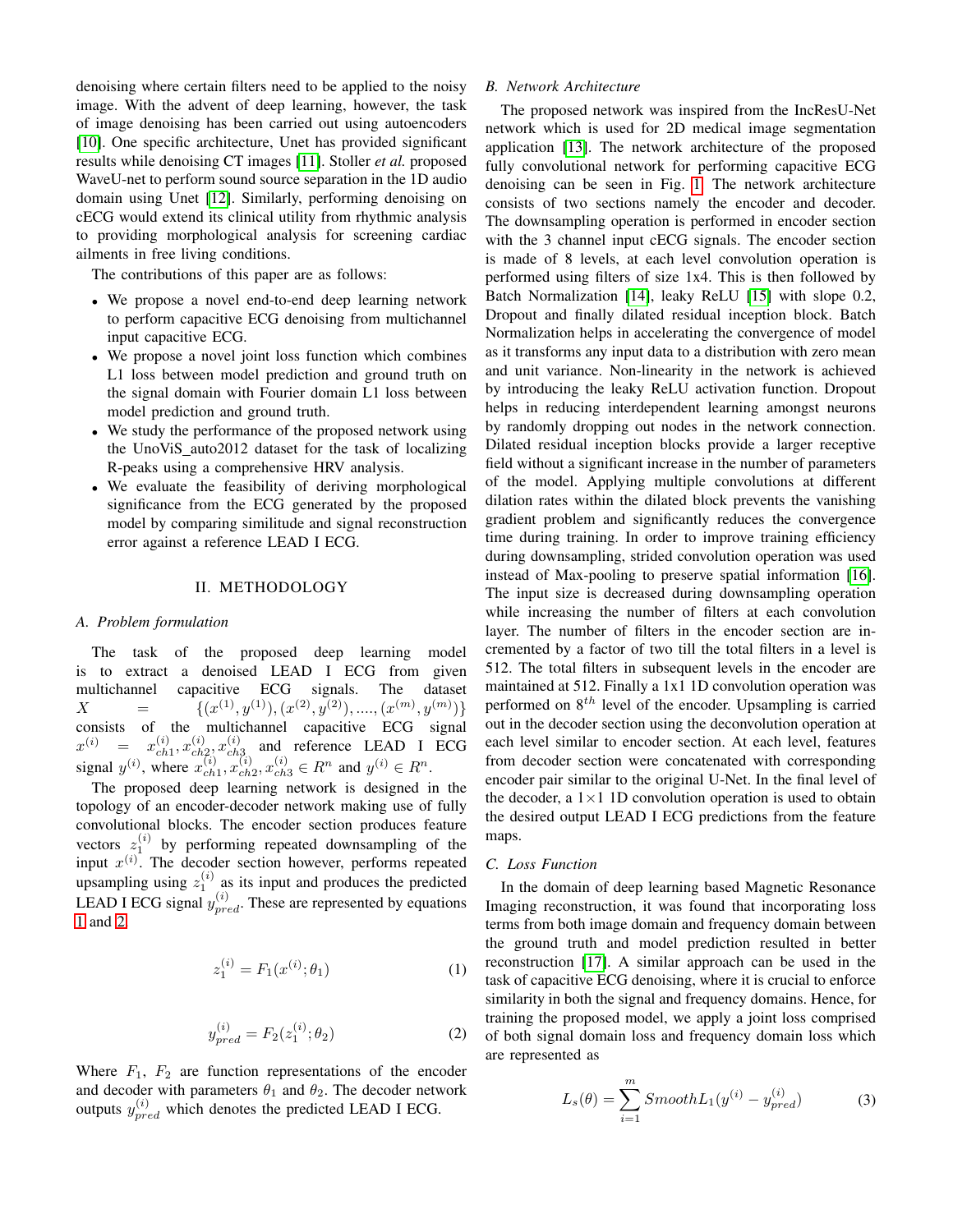denoising where certain filters need to be applied to the noisy image. With the advent of deep learning, however, the task of image denoising has been carried out using autoencoders [10]. One specific architecture, Unet has provided significant results while denoising CT images [11]. Stoller *et al.* proposed WaveU-net to perform sound source separation in the 1D audio domain using Unet [12]. Similarly, performing denoising on cECG would extend its clinical utility from rhythmic analysis to providing morphological analysis for screening cardiac ailments in free living conditions.

The contributions of this paper are as follows:

- We propose a novel end-to-end deep learning network to perform capacitive ECG denoising from multichannel input capacitive ECG.
- We propose a novel joint loss function which combines L1 loss between model prediction and ground truth on the signal domain with Fourier domain L1 loss between model prediction and ground truth.
- We study the performance of the proposed network using the UnoViS_auto2012 dataset for the task of localizing R-peaks using a comprehensive HRV analysis.
- We evaluate the feasibility of deriving morphological significance from the ECG generated by the proposed model by comparing similitude and signal reconstruction error against a reference LEAD I ECG.

## II. METHODOLOGY

### A. Problem formulation

The task of the proposed deep learning model is to extract a denoised LEAD I ECG from given multichannel capacitive ECG signals. The dataset $X = \{(x^{(1)}, y^{(1)}), (x^{(2)}, y^{(2)}), ...., (x^{(m)}, y^{(m)})\}$ consists of the multichannel capacitive ECG signal $x^{(i)} = x^{(i)}_{ch1}, x^{(i)}_{ch2}, x^{(i)}_{ch3}$ and reference LEAD I ECG signal $y^{(i)}$, where $x^{(i)}_{ch1}, x^{(i)}_{ch2}, x^{(i)}_{ch3} \in R^n$ and $y^{(i)} \in R^n$.

The proposed deep learning network is designed in the topology of an encoder-decoder network making use of fully convolutional blocks. The encoder section produces feature vectors $z^{(i)}_1$ by performing repeated downsampling of the input $x^{(i)}$. The decoder section however, performs repeated upsampling using $z^{(i)}_1$ as its input and produces the predicted LEAD I ECG signal $y^{(i)}_{pred}$. These are represented by equations 1 and 2.

$$z^{(i)}_1 = F_1(x^{(i)}; \theta_1) \tag{1}$$

$$y^{(i)}_{pred} = F_2(z^{(i)}_1; \theta_2) \tag{2}$$

Where $F_1$, $F_2$ are function representations of the encoder and decoder with parameters $\theta_1$ and $\theta_2$. The decoder network outputs $y^{(i)}_{pred}$ which denotes the predicted LEAD I ECG.

### B. Network Architecture

The proposed network was inspired from the IncResU-Net network which is used for 2D medical image segmentation application [13]. The network architecture of the proposed fully convolutional network for performing capacitive ECG denoising can be seen in Fig. 1. The network architecture consists of two sections namely the encoder and decoder. The downsampling operation is performed in encoder section with the 3 channel input cECG signals. The encoder section is made of 8 levels, at each level convolution operation is performed using filters of size 1x4. This is then followed by Batch Normalization [14], leaky ReLU [15] with slope 0.2, Dropout and finally dilated residual inception block. Batch Normalization helps in accelerating the convergence of model as it transforms any input data to a distribution with zero mean and unit variance. Non-linearity in the network is achieved by introducing the leaky ReLU activation function. Dropout helps in reducing interdependent learning amongst neurons by randomly dropping out nodes in the network connection. Dilated residual inception blocks provide a larger receptive field without a significant increase in the number of parameters of the model. Applying multiple convolutions at different dilation rates within the dilated block prevents the vanishing gradient problem and significantly reduces the convergence time during training. In order to improve training efficiency during downsampling, strided convolution operation was used instead of Max-pooling to preserve spatial information [16]. The input size is decreased during downsampling operation while increasing the number of filters at each convolution layer. The number of filters in the encoder section are incremented by a factor of two till the total filters in a level is 512. The total filters in subsequent levels in the encoder are maintained at 512. Finally a 1x1 1D convolution operation was performed on $8^{th}$ level of the encoder. Upsampling is carried out in the decoder section using the deconvolution operation at each level similar to encoder section. At each level, features from decoder section were concatenated with corresponding encoder pair similar to the original U-Net. In the final level of the decoder, a $1\times1$ 1D convolution operation is used to obtain the desired output LEAD I ECG predictions from the feature maps.

### C. Loss Function

In the domain of deep learning based Magnetic Resonance Imaging reconstruction, it was found that incorporating loss terms from both image domain and frequency domain between the ground truth and model prediction resulted in better reconstruction [17]. A similar approach can be used in the task of capacitive ECG denoising, where it is crucial to enforce similarity in both the signal and frequency domains. Hence, for training the proposed model, we apply a joint loss comprised of both signal domain loss and frequency domain loss which are represented as

$$L_s(\theta) = \sum_{i=1}^{m} SmoothL_1(y^{(i)} - y^{(i)}_{pred}) \tag{3}$$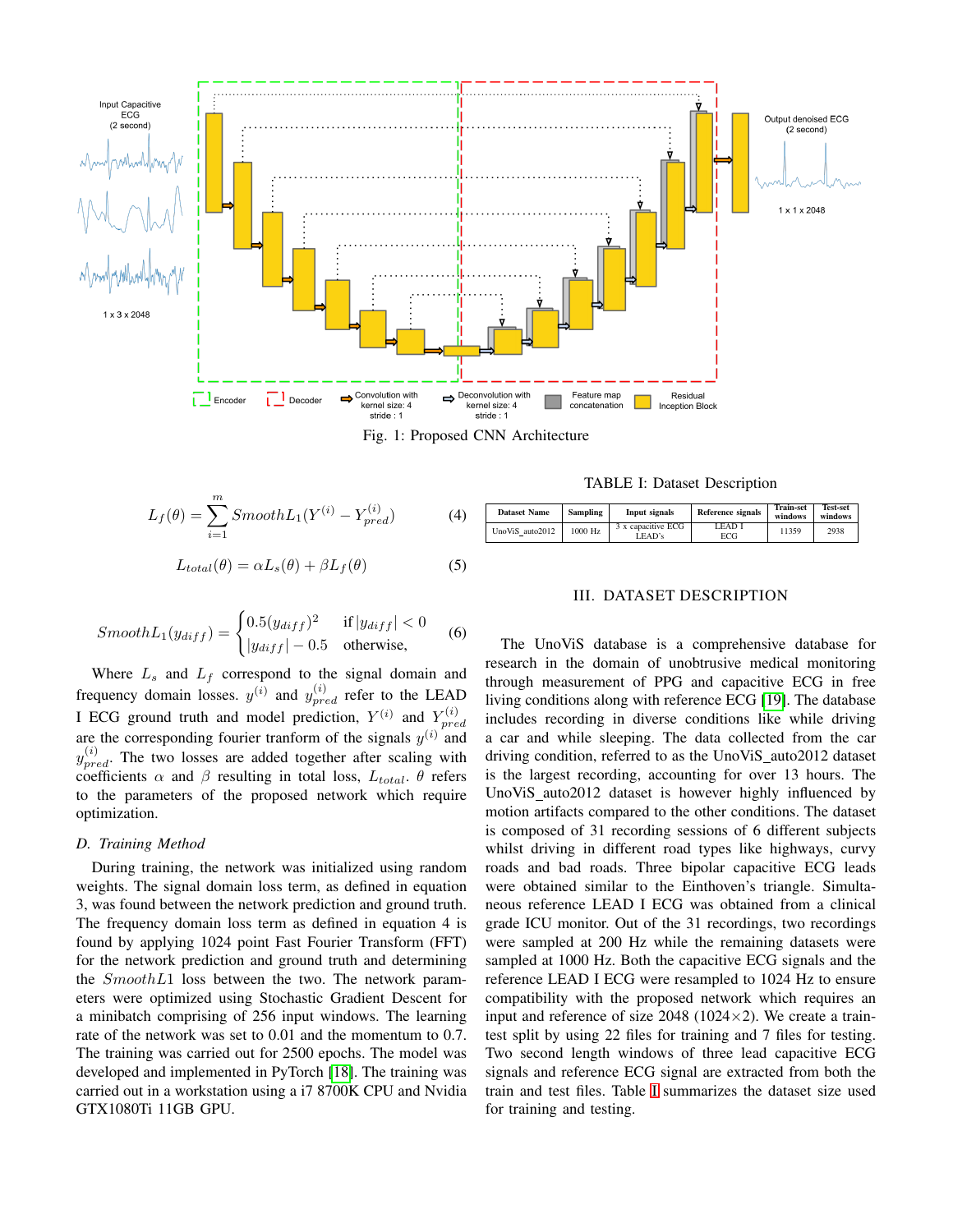Fig. 1: Proposed CNN Architecture

$$L_f(\theta) = \sum_{i=1}^{m} SmoothL_1(Y^{(i)} - Y_{pred}^{(i)}) \tag{4}$$

$$L_{total}(\theta) = \alpha L_s(\theta) + \beta L_f(\theta) \tag{5}$$

$$SmoothL_1(y_{diff}) = \begin{cases} 0.5(y_{diff})^2 & \text{if } |y_{diff}| < 0 \\ |y_{diff}| - 0.5 & \text{otherwise,} \end{cases} \tag{6}$$

Where $L_s$ and $L_f$ correspond to the signal domain and frequency domain losses. $y^{(i)}$ and $y_{pred}^{(i)}$ refer to the LEAD I ECG ground truth and model prediction, $Y^{(i)}$ and $Y_{pred}^{(i)}$ are the corresponding fourier tranform of the signals $y^{(i)}$ and $y_{pred}^{(i)}$. The two losses are added together after scaling with coefficients $\alpha$ and $\beta$ resulting in total loss, $L_{total}$. $\theta$ refers to the parameters of the proposed network which require optimization.

### D. Training Method

During training, the network was initialized using random weights. The signal domain loss term, as defined in equation 3, was found between the network prediction and ground truth. The frequency domain loss term as defined in equation 4 is found by applying 1024 point Fast Fourier Transform (FFT) for the network prediction and ground truth and determining the $SmoothL1$ loss between the two. The network parameters were optimized using Stochastic Gradient Descent for a minibatch comprising of 256 input windows. The learning rate of the network was set to 0.01 and the momentum to 0.7. The training was carried out for 2500 epochs. The model was developed and implemented in PyTorch [18]. The training was carried out in a workstation using a i7 8700K CPU and Nvidia GTX1080Ti 11GB GPU.

TABLE I: Dataset Description

| Dataset Name | Sampling | Input signals | Reference signals | Train-set windows | Test-set windows |
|---|---|---|---|---|---|
| UnoViS_auto2012 | 1000 Hz | 3 x capacitive ECG LEAD's | LEAD I ECG | 11359 | 2938 |

## III. DATASET DESCRIPTION

The UnoViS database is a comprehensive database for research in the domain of unobtrusive medical monitoring through measurement of PPG and capacitive ECG in free living conditions along with reference ECG [19]. The database includes recording in diverse conditions like while driving a car and while sleeping. The data collected from the car driving condition, referred to as the UnoViS_auto2012 dataset is the largest recording, accounting for over 13 hours. The UnoViS_auto2012 dataset is however highly influenced by motion artifacts compared to the other conditions. The dataset is composed of 31 recording sessions of 6 different subjects whilst driving in different road types like highways, curvy roads and bad roads. Three bipolar capacitive ECG leads were obtained similar to the Einthoven's triangle. Simultaneous reference LEAD I ECG was obtained from a clinical grade ICU monitor. Out of the 31 recordings, two recordings were sampled at 200 Hz while the remaining datasets were sampled at 1000 Hz. Both the capacitive ECG signals and the reference LEAD I ECG were resampled to 1024 Hz to ensure compatibility with the proposed network which requires an input and reference of size 2048 (1024×2). We create a train-test split by using 22 files for training and 7 files for testing. Two second length windows of three lead capacitive ECG signals and reference ECG signal are extracted from both the train and test files. Table I summarizes the dataset size used for training and testing.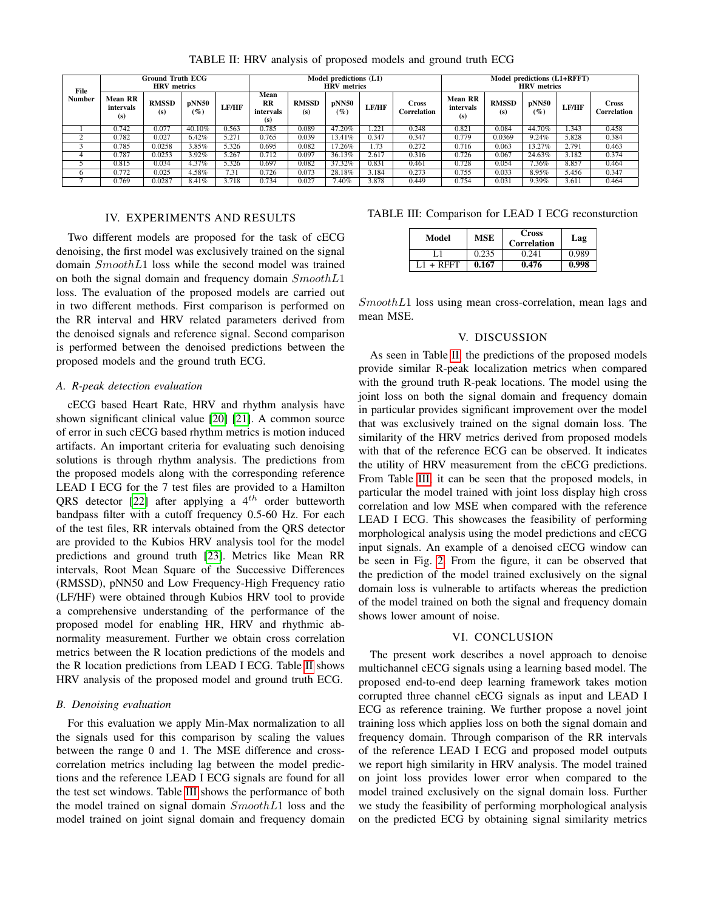TABLE II: HRV analysis of proposed models and ground truth ECG

| File Number | Ground Truth ECG HRV metrics | | | | Model predictions (L1) HRV metrics | | | | | Model predictions (L1+RFFT) HRV metrics | | | | |
|---|---|---|---|---|---|---|---|---|---|---|---|---|---|---|
| | Mean RR intervals (s) | RMSSD (s) | pNN50 (%) | LF/HF | Mean RR intervals (s) | RMSSD (s) | pNN50 (%) | LF/HF | Cross Correlation | Mean RR intervals (s) | RMSSD (s) | pNN50 (%) | LF/HF | Cross Correlation |
| 1 | 0.742 | 0.077 | 40.10% | 0.563 | 0.785 | 0.089 | 47.20% | 1.221 | 0.248 | 0.821 | 0.084 | 44.70% | 1.343 | 0.458 |
| 2 | 0.782 | 0.027 | 6.42% | 5.271 | 0.765 | 0.039 | 13.41% | 0.347 | 0.347 | 0.779 | 0.0369 | 9.24% | 5.828 | 0.384 |
| 3 | 0.785 | 0.0258 | 3.85% | 5.326 | 0.695 | 0.082 | 17.26% | 1.73 | 0.272 | 0.716 | 0.063 | 13.27% | 2.791 | 0.463 |
| 4 | 0.787 | 0.0253 | 3.92% | 5.267 | 0.712 | 0.097 | 36.13% | 2.617 | 0.316 | 0.726 | 0.067 | 24.63% | 3.182 | 0.374 |
| 5 | 0.815 | 0.034 | 4.37% | 5.326 | 0.697 | 0.082 | 37.32% | 0.831 | 0.461 | 0.728 | 0.054 | 7.36% | 8.857 | 0.464 |
| 6 | 0.772 | 0.025 | 4.58% | 7.31 | 0.726 | 0.073 | 28.18% | 3.184 | 0.273 | 0.755 | 0.033 | 8.95% | 5.456 | 0.347 |
| 7 | 0.769 | 0.0287 | 8.41% | 3.718 | 0.734 | 0.027 | 7.40% | 3.878 | 0.449 | 0.754 | 0.031 | 9.39% | 3.611 | 0.464 |

## IV. Experiments and Results

Two different models are proposed for the task of cECG denoising, the first model was exclusively trained on the signal domain $SmoothL1$ loss while the second model was trained on both the signal domain and frequency domain $SmoothL1$ loss. The evaluation of the proposed models are carried out in two different methods. First comparison is performed on the RR interval and HRV related parameters derived from the denoised signals and reference signal. Second comparison is performed between the denoised predictions between the proposed models and the ground truth ECG.

### *A. R-peak detection evaluation*

cECG based Heart Rate, HRV and rhythm analysis have shown significant clinical value [20] [21]. A common source of error in such cECG based rhythm metrics is motion induced artifacts. An important criteria for evaluating such denoising solutions is through rhythm analysis. The predictions from the proposed models along with the corresponding reference LEAD I ECG for the 7 test files are provided to a Hamilton QRS detector [22] after applying a $4^{th}$ order butteworth bandpass filter with a cutoff frequency 0.5-60 Hz. For each of the test files, RR intervals obtained from the QRS detector are provided to the Kubios HRV analysis tool for the model predictions and ground truth [23]. Metrics like Mean RR intervals, Root Mean Square of the Successive Differences (RMSSD), pNN50 and Low Frequency-High Frequency ratio (LF/HF) were obtained through Kubios HRV tool to provide a comprehensive understanding of the performance of the proposed model for enabling HR, HRV and rhythmic abnormality measurement. Further we obtain cross correlation metrics between the R location predictions of the models and the R location predictions from LEAD I ECG. Table II shows HRV analysis of the proposed model and ground truth ECG.

### *B. Denoising evaluation*

For this evaluation we apply Min-Max normalization to all the signals used for this comparison by scaling the values between the range 0 and 1. The MSE difference and cross-correlation metrics including lag between the model predictions and the reference LEAD I ECG signals are found for all the test set windows. Table III shows the performance of both the model trained on signal domain $SmoothL1$ loss and the model trained on joint signal domain and frequency domain $SmoothL1$ loss using mean cross-correlation, mean lags and mean MSE.

TABLE III: Comparison for LEAD I ECG reconsturction

| Model | MSE | Cross Correlation | Lag |
|---|---|---|---|
| L1 | 0.235 | 0.241 | 0.989 |
| L1 + RFFT | **0.167** | **0.476** | **0.998** |

## V. Discussion

As seen in Table II, the predictions of the proposed models provide similar R-peak localization metrics when compared with the ground truth R-peak locations. The model using the joint loss on both the signal domain and frequency domain in particular provides significant improvement over the model that was exclusively trained on the signal domain loss. The similarity of the HRV metrics derived from proposed models with that of the reference ECG can be observed. It indicates the utility of HRV measurement from the cECG predictions. From Table III, it can be seen that the proposed models, in particular the model trained with joint loss display high cross correlation and low MSE when compared with the reference LEAD I ECG. This showcases the feasibility of performing morphological analysis using the model predictions and cECG input signals. An example of a denoised cECG window can be seen in Fig. 2. From the figure, it can be observed that the prediction of the model trained exclusively on the signal domain loss is vulnerable to artifacts whereas the prediction of the model trained on both the signal and frequency domain shows lower amount of noise.

## VI. Conclusion

The present work describes a novel approach to denoise multichannel cECG signals using a learning based model. The proposed end-to-end deep learning framework takes motion corrupted three channel cECG signals as input and LEAD I ECG as reference training. We further propose a novel joint training loss which applies loss on both the signal domain and frequency domain. Through comparison of the RR intervals of the reference LEAD I ECG and proposed model outputs we report high similarity in HRV analysis. The model trained on joint loss provides lower error when compared to the model trained exclusively on the signal domain loss. Further we study the feasibility of performing morphological analysis on the predicted ECG by obtaining signal similarity metrics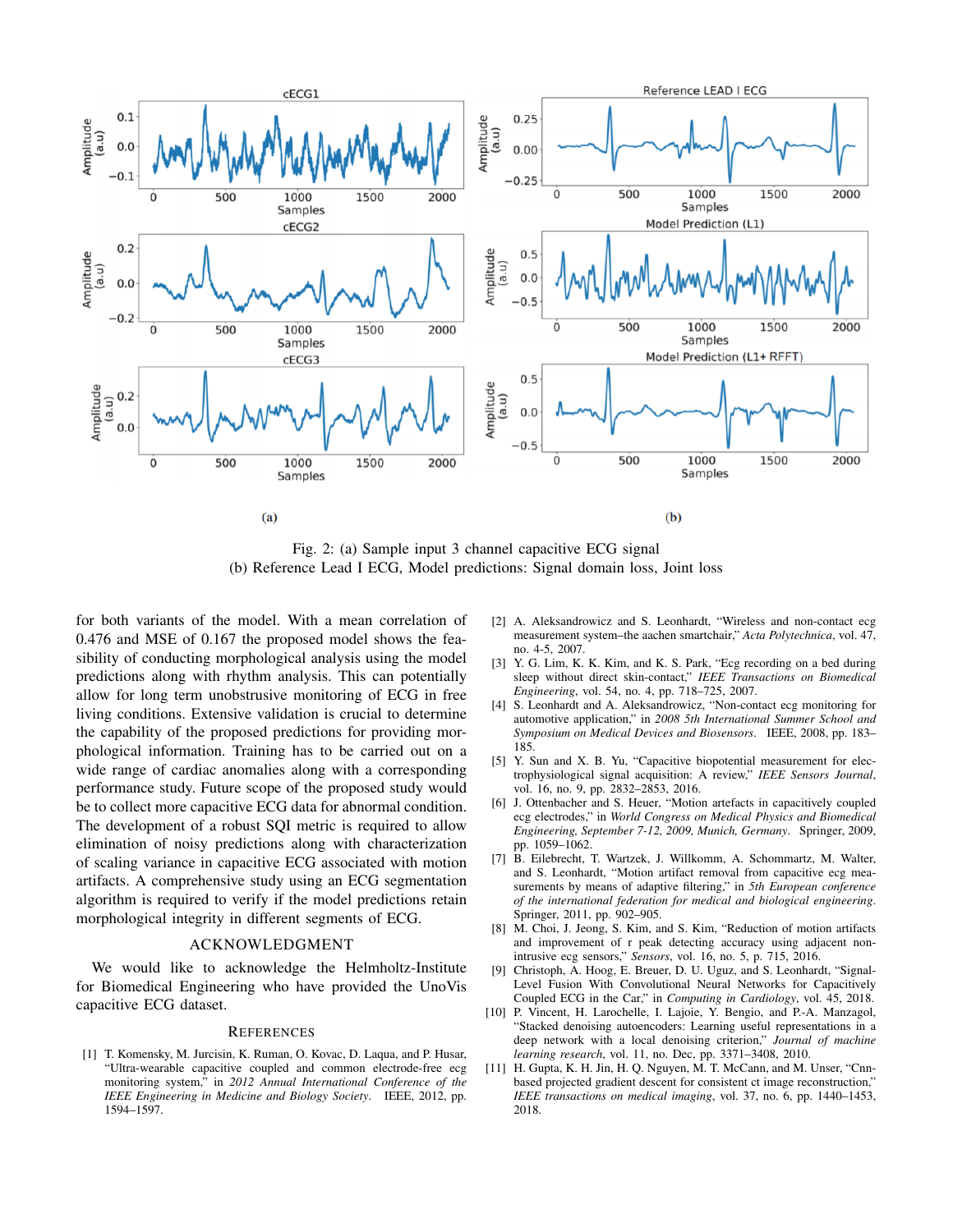Fig. 2: (a) Sample input 3 channel capacitive ECG signal
(b) Reference Lead I ECG, Model predictions: Signal domain loss, Joint loss

for both variants of the model. With a mean correlation of 0.476 and MSE of 0.167 the proposed model shows the feasibility of conducting morphological analysis using the model predictions along with rhythm analysis. This can potentially allow for long term unobstrusive monitoring of ECG in free living conditions. Extensive validation is crucial to determine the capability of the proposed predictions for providing morphological information. Training has to be carried out on a wide range of cardiac anomalies along with a corresponding performance study. Future scope of the proposed study would be to collect more capacitive ECG data for abnormal condition. The development of a robust SQI metric is required to allow elimination of noisy predictions along with characterization of scaling variance in capacitive ECG associated with motion artifacts. A comprehensive study using an ECG segmentation algorithm is required to verify if the model predictions retain morphological integrity in different segments of ECG.

## ACKNOWLEDGMENT

We would like to acknowledge the Helmholtz-Institute for Biomedical Engineering who have provided the UnoVis capacitive ECG dataset.

## REFERENCES

[1] T. Komensky, M. Jurcisin, K. Ruman, O. Kovac, D. Laqua, and P. Husar, "Ultra-wearable capacitive coupled and common electrode-free ecg monitoring system," in *2012 Annual International Conference of the IEEE Engineering in Medicine and Biology Society*. IEEE, 2012, pp. 1594–1597.

[2] A. Aleksandrowicz and S. Leonhardt, "Wireless and non-contact ecg measurement system–the aachen smartchair," *Acta Polytechnica*, vol. 47, no. 4-5, 2007.

[3] Y. G. Lim, K. K. Kim, and K. S. Park, "Ecg recording on a bed during sleep without direct skin-contact," *IEEE Transactions on Biomedical Engineering*, vol. 54, no. 4, pp. 718–725, 2007.

[4] S. Leonhardt and A. Aleksandrowicz, "Non-contact ecg monitoring for automotive application," in *2008 5th International Summer School and Symposium on Medical Devices and Biosensors*. IEEE, 2008, pp. 183–185.

[5] Y. Sun and X. B. Yu, "Capacitive biopotential measurement for electrophysiological signal acquisition: A review," *IEEE Sensors Journal*, vol. 16, no. 9, pp. 2832–2853, 2016.

[6] J. Ottenbacher and S. Heuer, "Motion artefacts in capacitively coupled ecg electrodes," in *World Congress on Medical Physics and Biomedical Engineering, September 7-12, 2009, Munich, Germany*. Springer, 2009, pp. 1059–1062.

[7] B. Eilebrecht, T. Wartzek, J. Willkomm, A. Schommartz, M. Walter, and S. Leonhardt, "Motion artifact removal from capacitive ecg measurements by means of adaptive filtering," in *5th European conference of the international federation for medical and biological engineering*. Springer, 2011, pp. 902–905.

[8] M. Choi, J. Jeong, S. Kim, and S. Kim, "Reduction of motion artifacts and improvement of r peak detecting accuracy using adjacent non-intrusive ecg sensors," *Sensors*, vol. 16, no. 5, p. 715, 2016.

[9] Christoph, A. Hoog, E. Breuer, D. U. Uguz, and S. Leonhardt, "Signal-Level Fusion With Convolutional Neural Networks for Capacitively Coupled ECG in the Car," in *Computing in Cardiology*, vol. 45, 2018.

[10] P. Vincent, H. Larochelle, I. Lajoie, Y. Bengio, and P.-A. Manzagol, "Stacked denoising autoencoders: Learning useful representations in a deep network with a local denoising criterion," *Journal of machine learning research*, vol. 11, no. Dec, pp. 3371–3408, 2010.

[11] H. Gupta, K. H. Jin, H. Q. Nguyen, M. T. McCann, and M. Unser, "Cnn-based projected gradient descent for consistent ct image reconstruction," *IEEE transactions on medical imaging*, vol. 37, no. 6, pp. 1440–1453, 2018.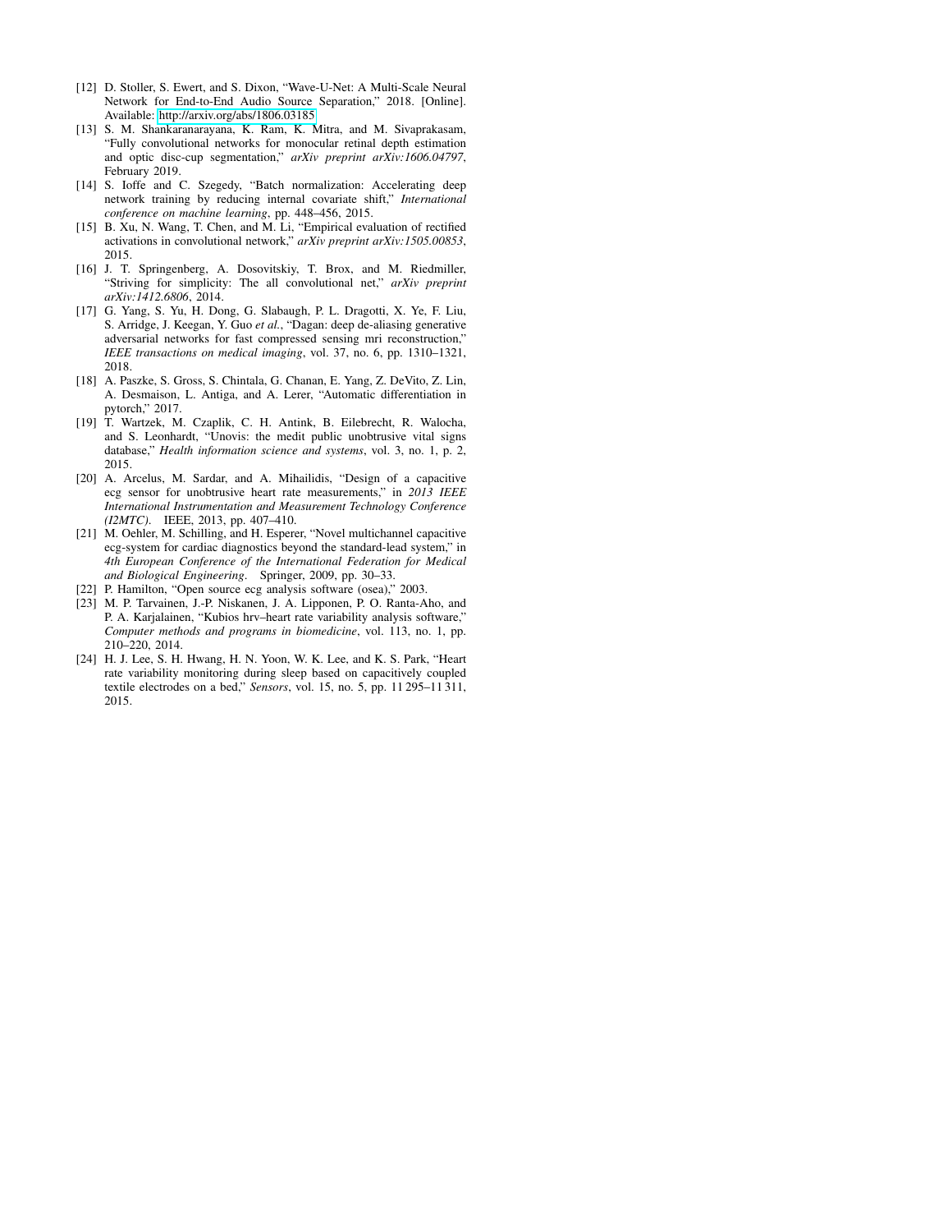[12] D. Stoller, S. Ewert, and S. Dixon, "Wave-U-Net: A Multi-Scale Neural Network for End-to-End Audio Source Separation," 2018. [Online]. Available: http://arxiv.org/abs/1806.03185

[13] S. M. Shankaranarayana, K. Ram, K. Mitra, and M. Sivaprakasam, "Fully convolutional networks for monocular retinal depth estimation and optic disc-cup segmentation," *arXiv preprint arXiv:1606.04797*, February 2019.

[14] S. Ioffe and C. Szegedy, "Batch normalization: Accelerating deep network training by reducing internal covariate shift," *International conference on machine learning*, pp. 448–456, 2015.

[15] B. Xu, N. Wang, T. Chen, and M. Li, "Empirical evaluation of rectified activations in convolutional network," *arXiv preprint arXiv:1505.00853*, 2015.

[16] J. T. Springenberg, A. Dosovitskiy, T. Brox, and M. Riedmiller, "Striving for simplicity: The all convolutional net," *arXiv preprint arXiv:1412.6806*, 2014.

[17] G. Yang, S. Yu, H. Dong, G. Slabaugh, P. L. Dragotti, X. Ye, F. Liu, S. Arridge, J. Keegan, Y. Guo *et al.*, "Dagan: deep de-aliasing generative adversarial networks for fast compressed sensing mri reconstruction," *IEEE transactions on medical imaging*, vol. 37, no. 6, pp. 1310–1321, 2018.

[18] A. Paszke, S. Gross, S. Chintala, G. Chanan, E. Yang, Z. DeVito, Z. Lin, A. Desmaison, L. Antiga, and A. Lerer, "Automatic differentiation in pytorch," 2017.

[19] T. Wartzek, M. Czaplik, C. H. Antink, B. Eilebrecht, R. Walocha, and S. Leonhardt, "Unovis: the medit public unobtrusive vital signs database," *Health information science and systems*, vol. 3, no. 1, p. 2, 2015.

[20] A. Arcelus, M. Sardar, and A. Mihailidis, "Design of a capacitive ecg sensor for unobtrusive heart rate measurements," in *2013 IEEE International Instrumentation and Measurement Technology Conference (I2MTC)*. IEEE, 2013, pp. 407–410.

[21] M. Oehler, M. Schilling, and H. Esperer, "Novel multichannel capacitive ecg-system for cardiac diagnostics beyond the standard-lead system," in *4th European Conference of the International Federation for Medical and Biological Engineering*. Springer, 2009, pp. 30–33.

[22] P. Hamilton, "Open source ecg analysis software (osea)," 2003.

[23] M. P. Tarvainen, J.-P. Niskanen, J. A. Lipponen, P. O. Ranta-Aho, and P. A. Karjalainen, "Kubios hrv–heart rate variability analysis software," *Computer methods and programs in biomedicine*, vol. 113, no. 1, pp. 210–220, 2014.

[24] H. J. Lee, S. H. Hwang, H. N. Yoon, W. K. Lee, and K. S. Park, "Heart rate variability monitoring during sleep based on capacitively coupled textile electrodes on a bed," *Sensors*, vol. 15, no. 5, pp. 11 295–11 311, 2015.